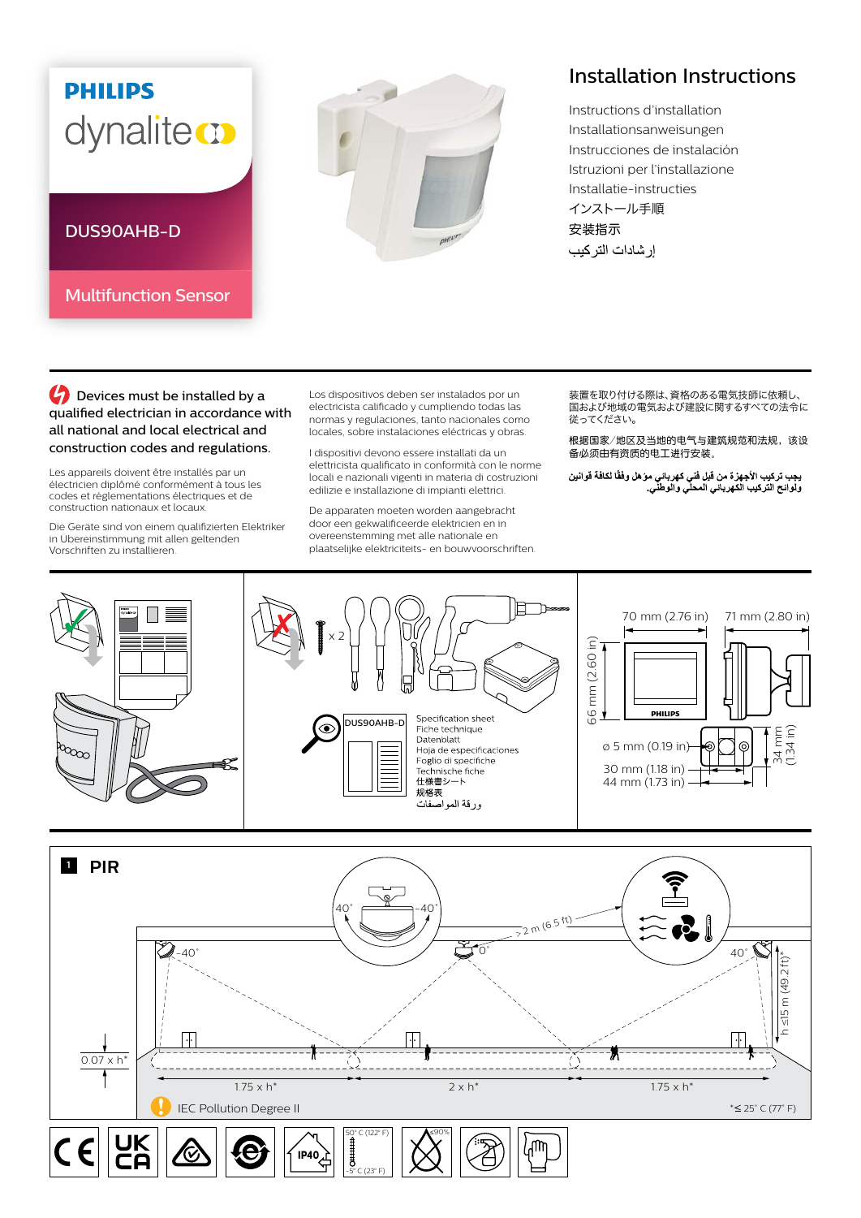PHILIPS

dynalite

DUS90AHB-D

Multifunction Sensor

# Installation Instructions

Instructions d'installation
Installationsanweisungen
Instrucciones de instalación
Istruzioni per l'installazione
Installatie-instructies
インストール手順
安装指示
إرشادات التركيب

**Devices must be installed by a qualified electrician in accordance with all national and local electrical and construction codes and regulations.**

Les appareils doivent être installés par un électricien diplômé conformément à tous les codes et réglementations électriques et de construction nationaux et locaux.

Die Geräte sind von einem qualifizierten Elektriker in Übereinstimmung mit allen geltenden Vorschriften zu installieren.

Los dispositivos deben ser instalados por un electricista calificado y cumpliendo todas las normas y regulaciones, tanto nacionales como locales, sobre instalaciones eléctricas y obras.

I dispositivi devono essere installati da un elettricista qualificato in conformità con le norme locali e nazionali vigenti in materia di costruzioni edilizie e installazione di impianti elettrici.

De apparaten moeten worden aangebracht door een gekwalificeerde elektricien en in overeenstemming met alle nationale en plaatselijke elektriciteits- en bouwvoorschriften.

装置を取り付ける際は、資格のある電気技師に依頼し、国および地域の電気および建設に関するすべての法令に従ってください。

根据国家/地区及当地的电气与建筑规范和法规，该设备必须由有资质的电工进行安装。

يجب تركيب الأجهزة من قِبل فني كهربائي مؤهل وفقًا لكافة قوانين ولوائح التركيب الكهربائي المحلي والوطني.

x 2

DUS90AHB-D

Specification sheet
Fiche technique
Datenblatt
Hoja de especificaciones
Foglio di specifiche
Technische fiche
仕様書シート
规格表
ورقة المواصفات

70 mm (2.76 in)
71 mm (2.80 in)
66 mm (2.60 in)
ø 5 mm (0.19 in)
34 mm (1.34 in)
30 mm (1.18 in)
44 mm (1.73 in)

## 1 PIR

40° -40°

> 2 m (6.5 ft)

-40° 0° 40°

h ≤15 m (49.2 ft)*

0.07 x h*

1.75 x h* 2 x h* 1.75 x h*

IEC Pollution Degree II

*≤ 25° C (77° F)

IP40

50° C (122° F)
-5° C (23° F)

≤90%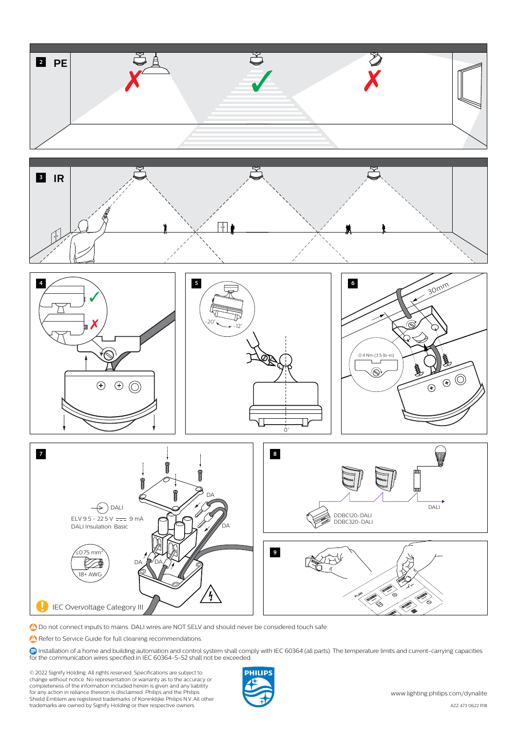**2** **PE**

**3** **IR**

**4**

**5**

-20° -12°

0°

**6**

30mm

0.4 Nm (3.5 lb-in)

**7**

DALI

ELV 9.5 - 22.5 V ⎓ 9 mA

DALI Insulation: Basic

≤0.75 mm²

18+ AWG

DA

DA

DA

DA

IEC Overvoltage Category III

**8**

DDBC120-DALI

DDBC320-DALI

DALI

**9**

PLAN

Do not connect inputs to mains. DALI wires are NOT SELV and should never be considered touch safe.

Refer to Service Guide for full cleaning recommendations.

Installation of a home and building automation and control system shall comply with IEC 60364 (all parts). The temperature limits and current-carrying capacities for the communication wires specified in IEC 60364-5-52 shall not be exceeded.

© 2022 Signify Holding. All rights reserved. Specifications are subject to change without notice. No representation or warranty as to the accuracy or completeness of the information included herein is given and any liability for any action in reliance thereon is disclaimed. Philips and the Philips Shield Emblem are registered trademarks of Koninklijke Philips N.V. All other trademarks are owned by Signify Holding or their respective owners.

PHILIPS

www.lighting.philips.com/dynalite

AZZ 473 0622 R18